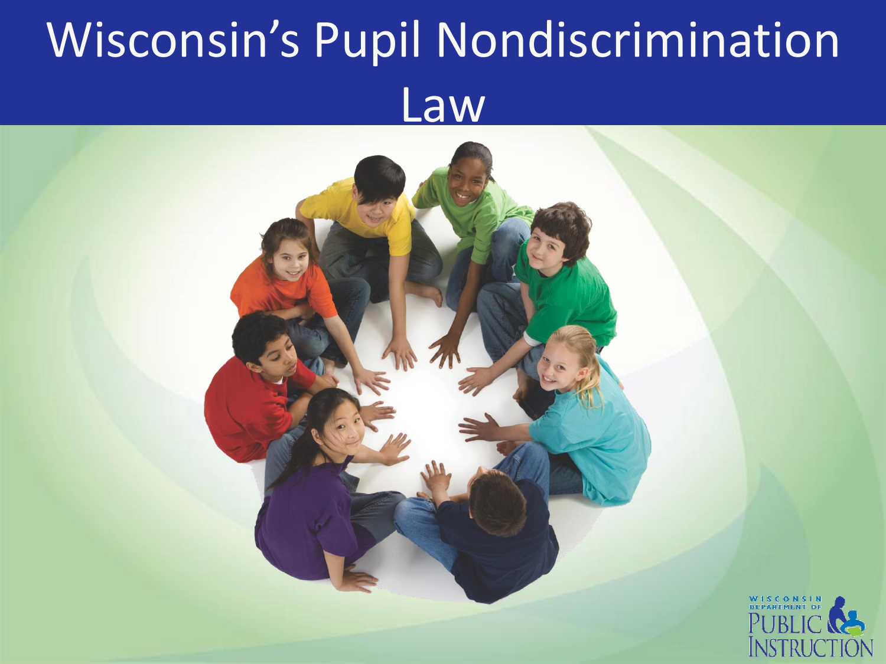# Wisconsin's Pupil Nondiscrimination Law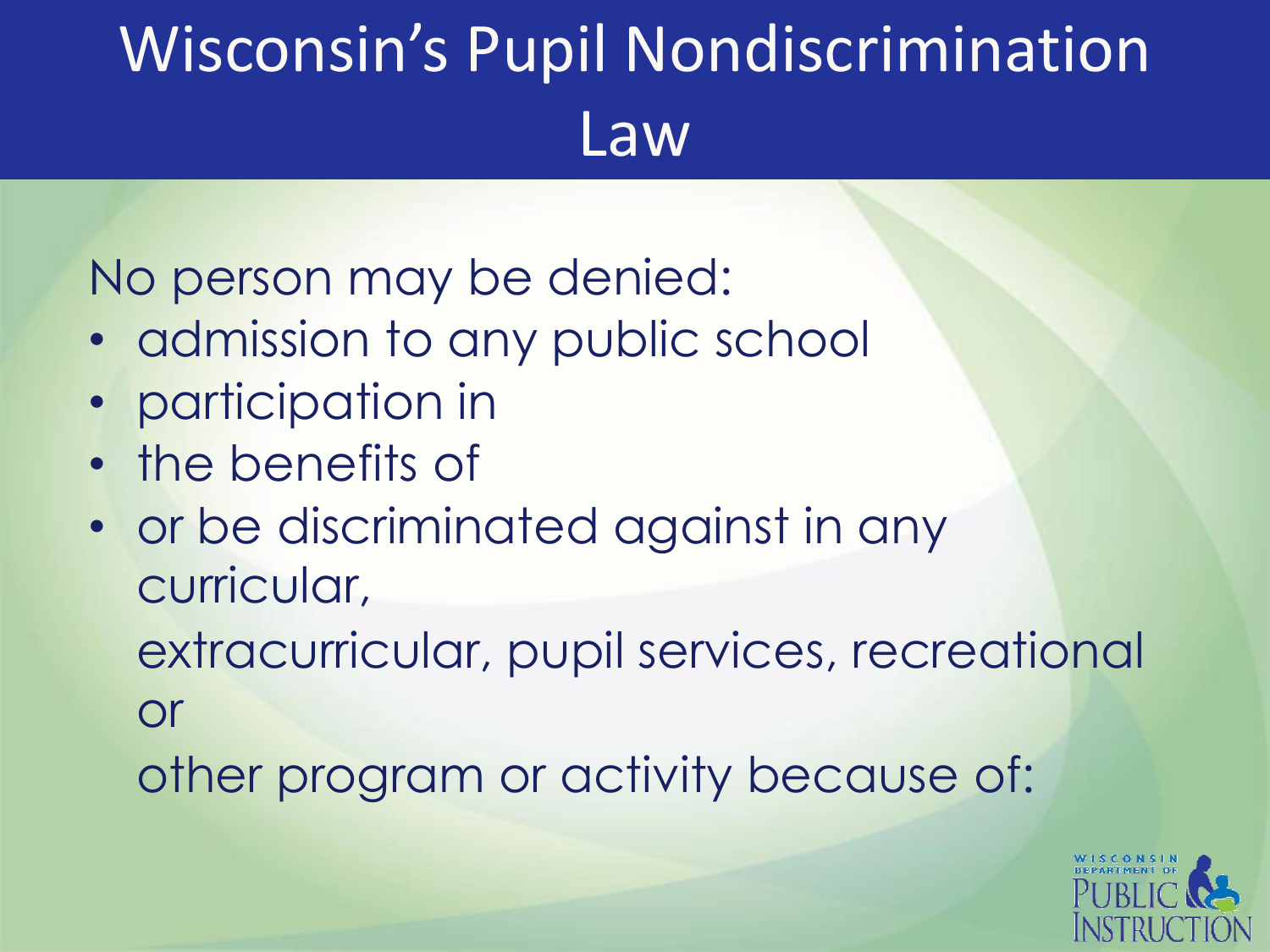# Wisconsin's Pupil Nondiscrimination Law

No person may be denied:

- admission to any public school
- participation in
- the benefits of
- or be discriminated against in any curricular, extracurricular, pupil services, recreational or other program or activity because of: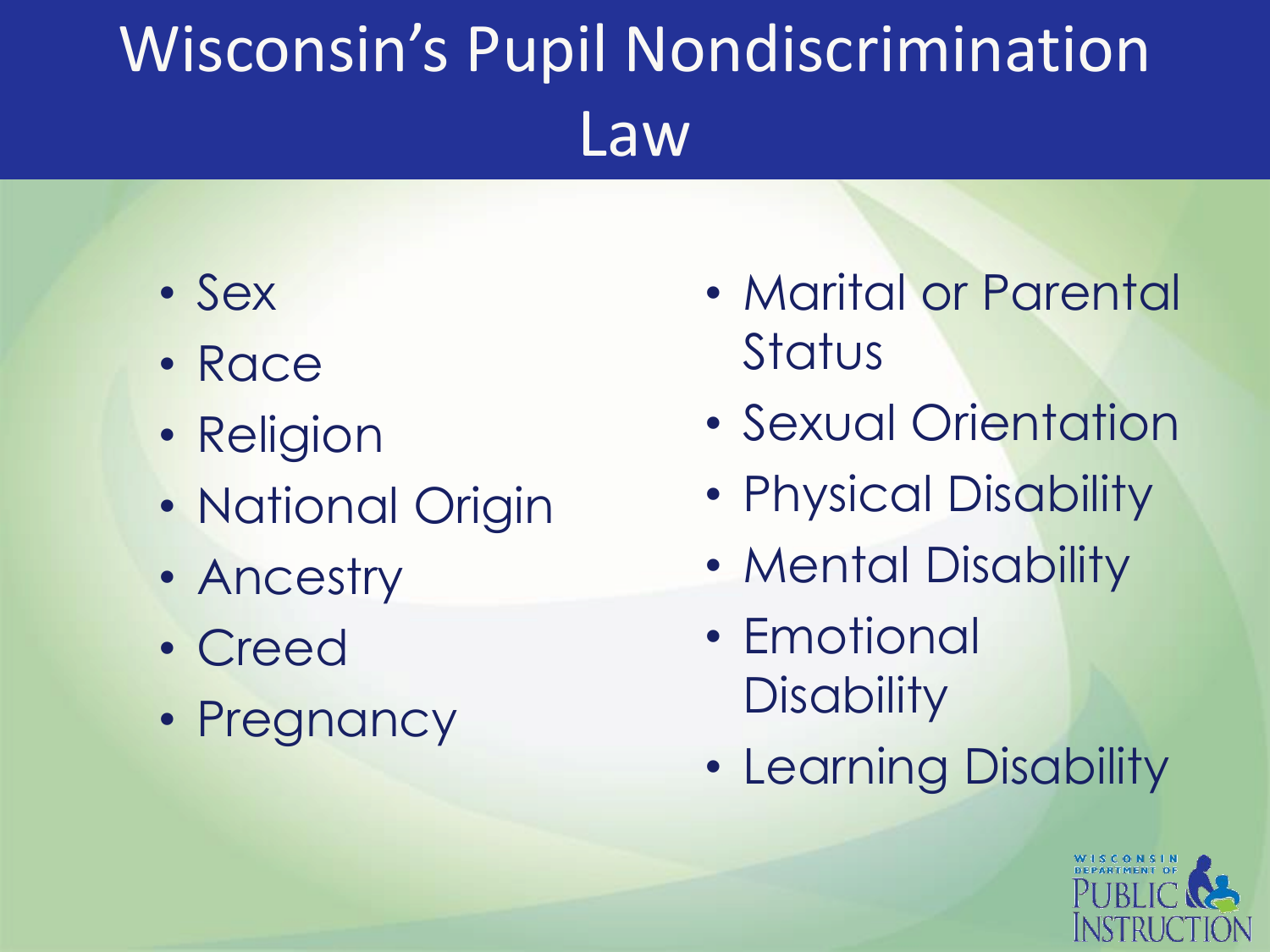# Wisconsin's Pupil Nondiscrimination Law

- Sex
- Race
- Religion
- National Origin
- Ancestry
- Creed
- Pregnancy
- Marital or Parental Status
- Sexual Orientation
- Physical Disability
- Mental Disability
- Emotional Disability
- Learning Disability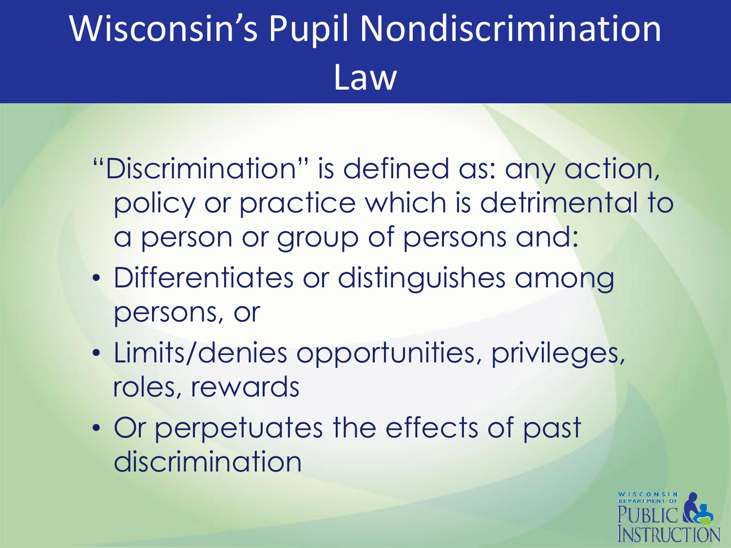# Wisconsin's Pupil Nondiscrimination Law

"Discrimination" is defined as: any action, policy or practice which is detrimental to a person or group of persons and:

- Differentiates or distinguishes among persons, or
- Limits/denies opportunities, privileges, roles, rewards
- Or perpetuates the effects of past discrimination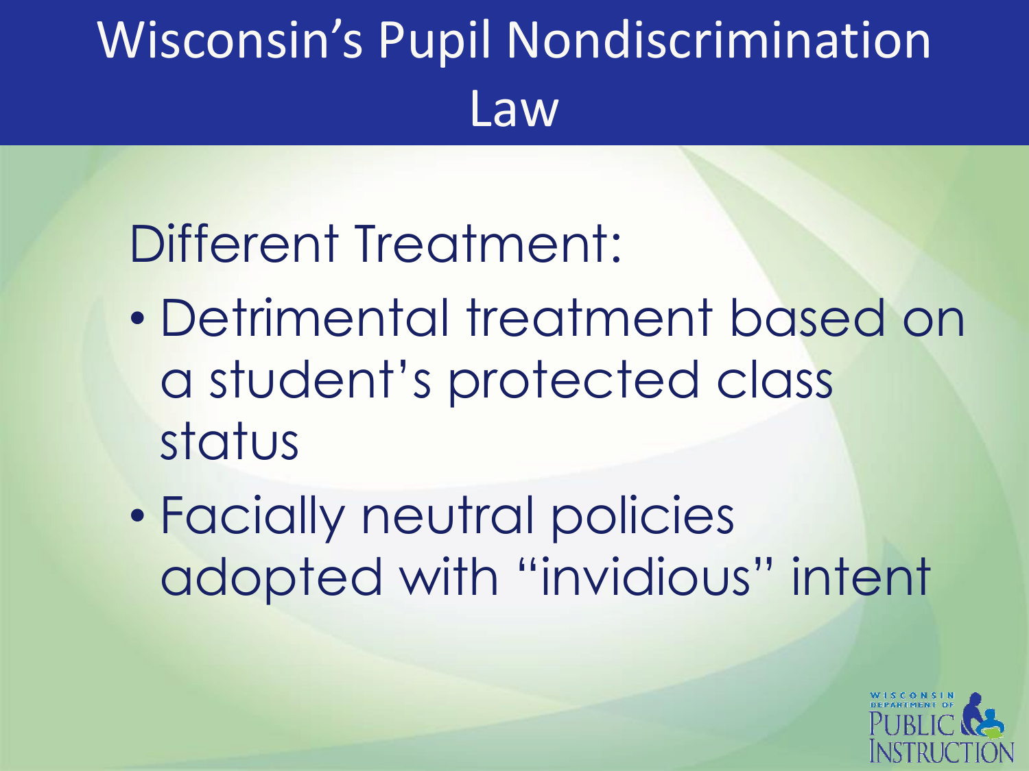# Wisconsin's Pupil Nondiscrimination Law

Different Treatment:

- Detrimental treatment based on a student's protected class status
- Facially neutral policies adopted with "invidious" intent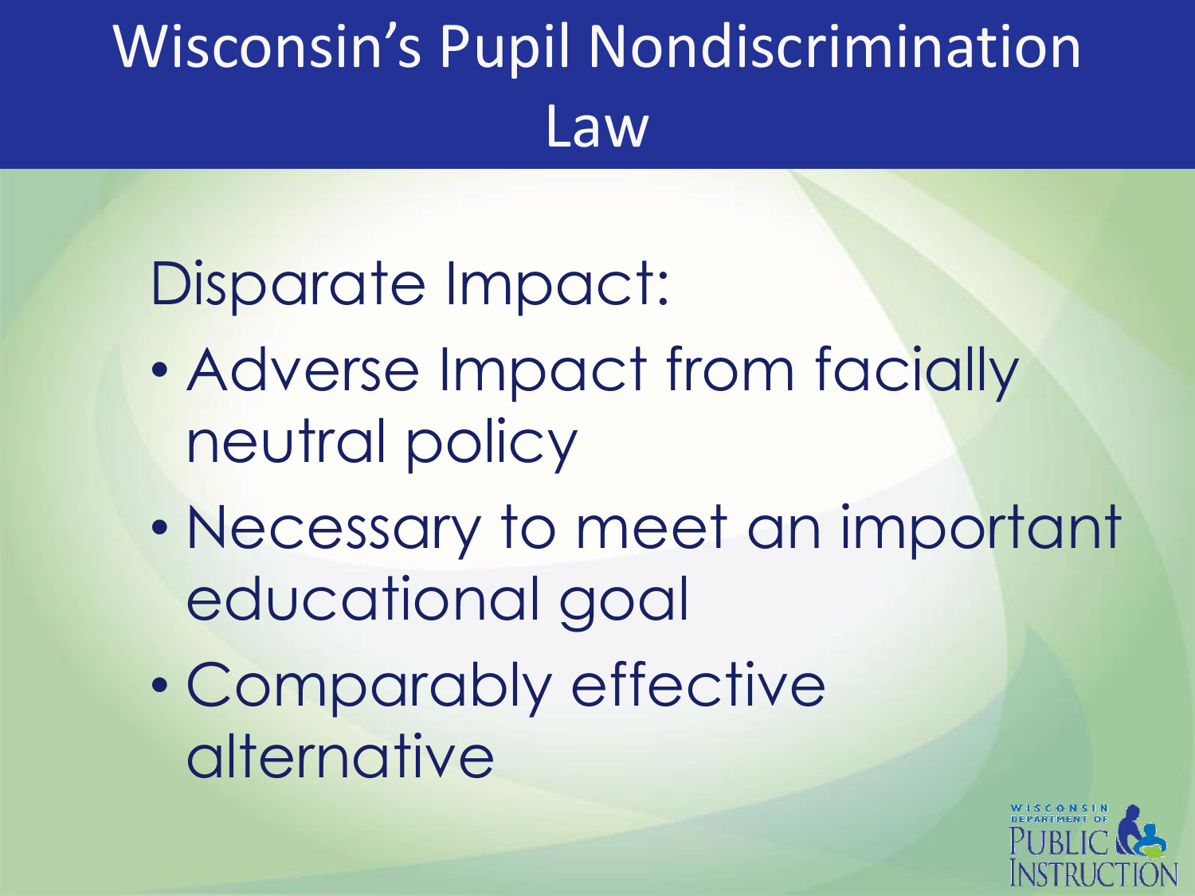# Wisconsin's Pupil Nondiscrimination Law

Disparate Impact:

- Adverse Impact from facially neutral policy
- Necessary to meet an important educational goal
- Comparably effective alternative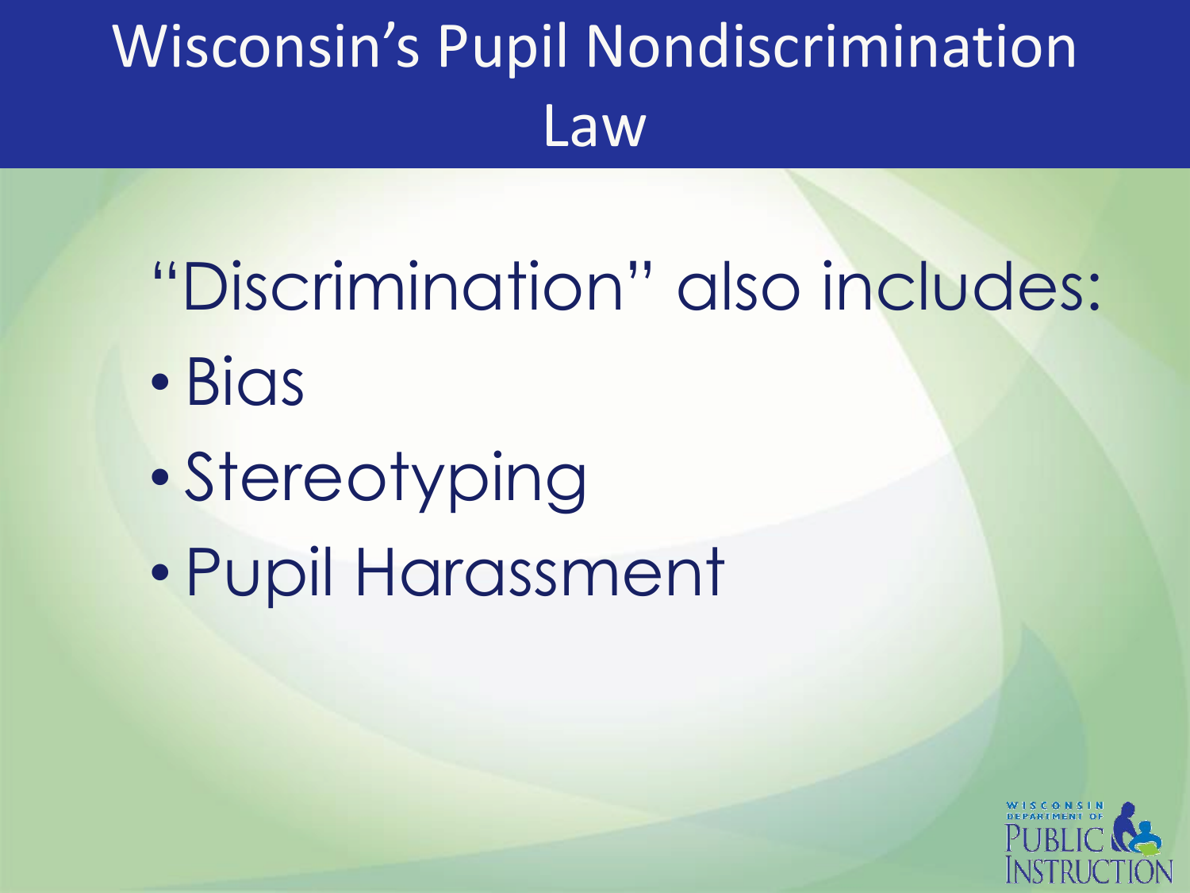# Wisconsin's Pupil Nondiscrimination Law

"Discrimination" also includes:

- Bias
- Stereotyping
- Pupil Harassment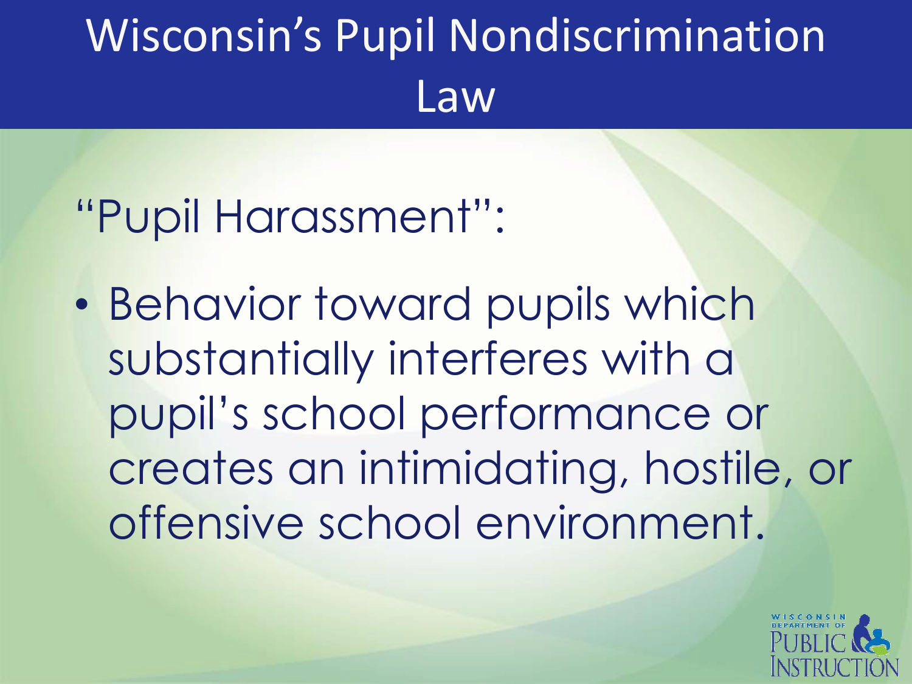# Wisconsin's Pupil Nondiscrimination Law

"Pupil Harassment":

- Behavior toward pupils which substantially interferes with a pupil's school performance or creates an intimidating, hostile, or offensive school environment.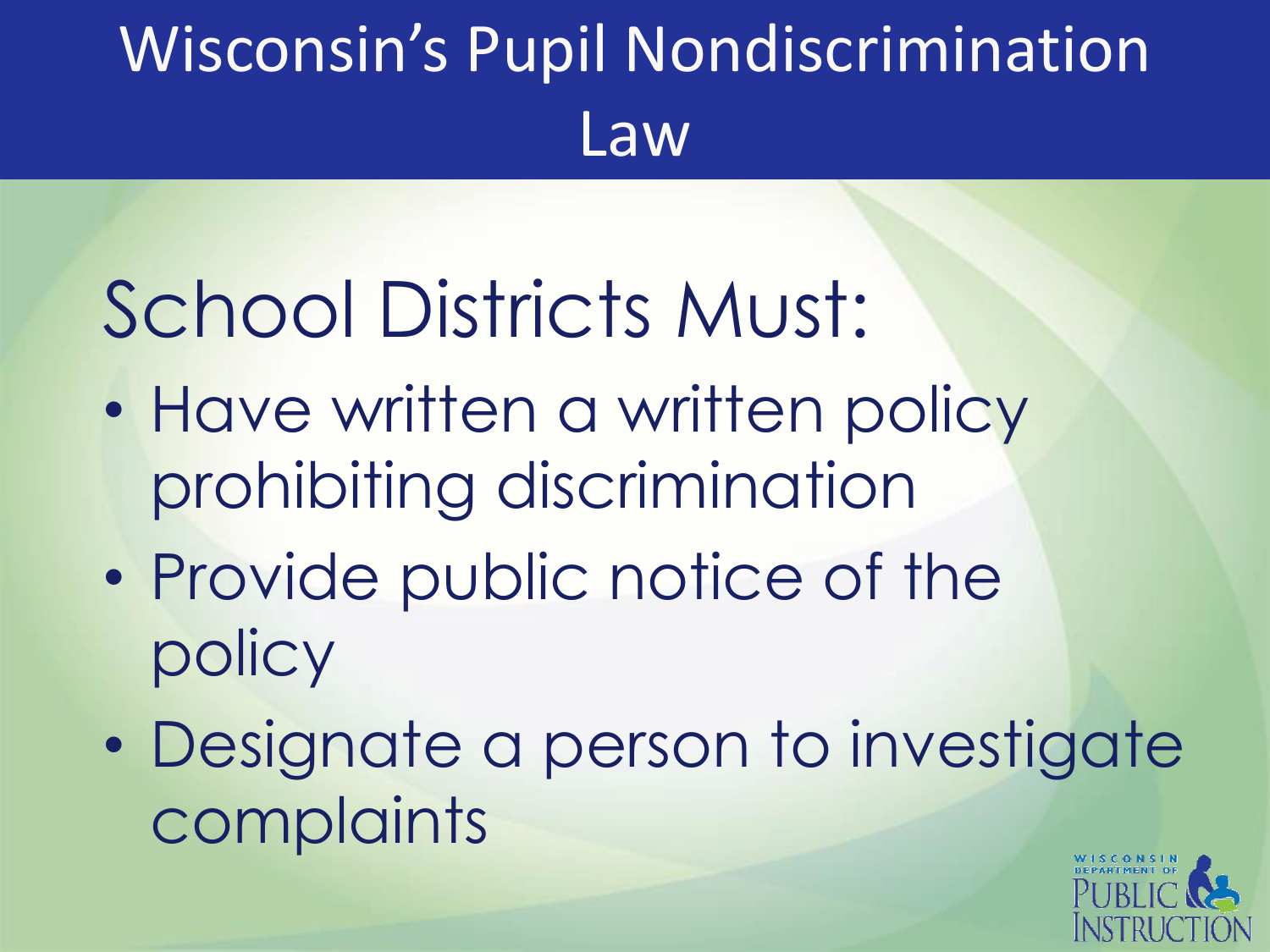# Wisconsin's Pupil Nondiscrimination Law

## School Districts Must:

- Have written a written policy prohibiting discrimination
- Provide public notice of the policy
- Designate a person to investigate complaints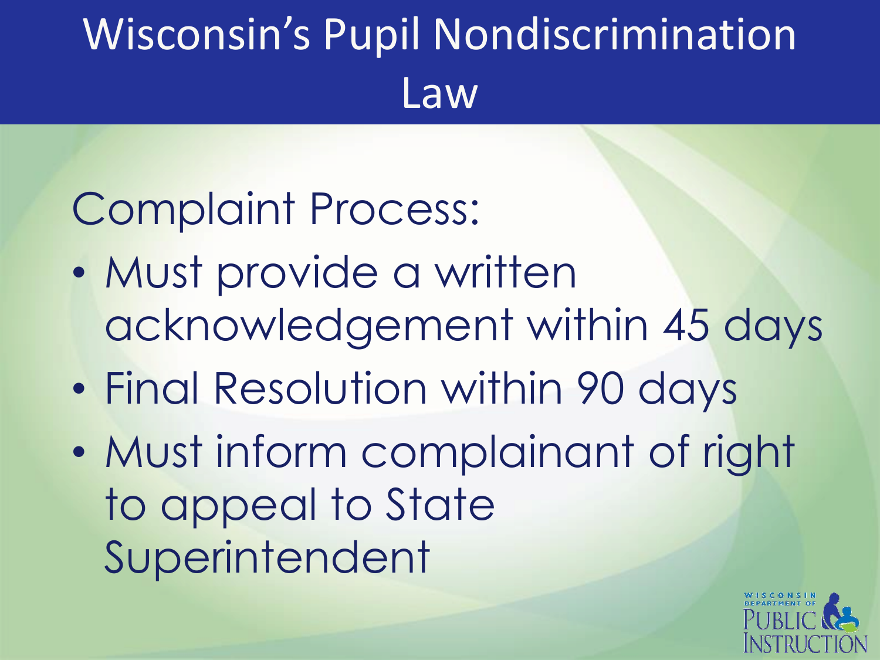# Wisconsin's Pupil Nondiscrimination Law

Complaint Process:

- Must provide a written acknowledgement within 45 days
- Final Resolution within 90 days
- Must inform complainant of right to appeal to State Superintendent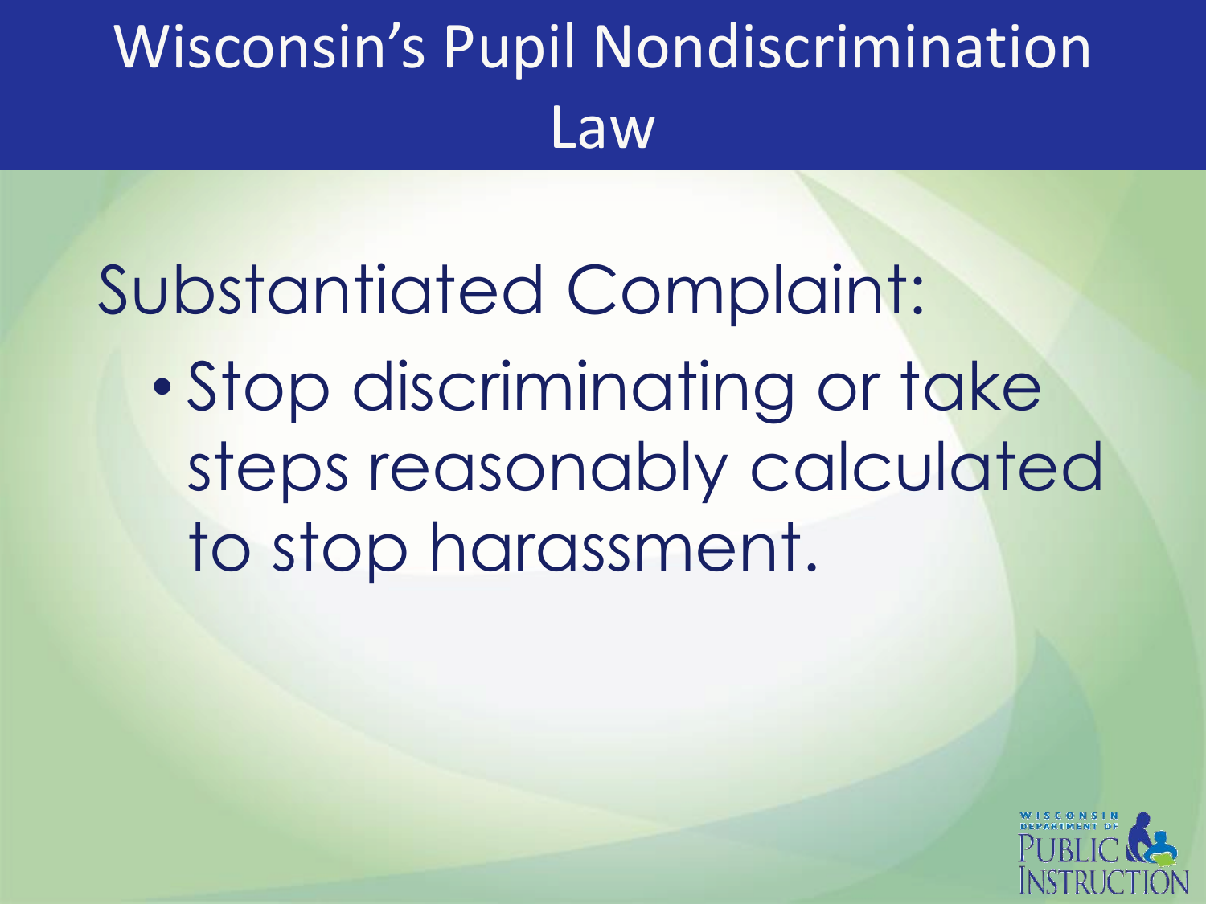# Wisconsin's Pupil Nondiscrimination Law

Substantiated Complaint:

- Stop discriminating or take steps reasonably calculated to stop harassment.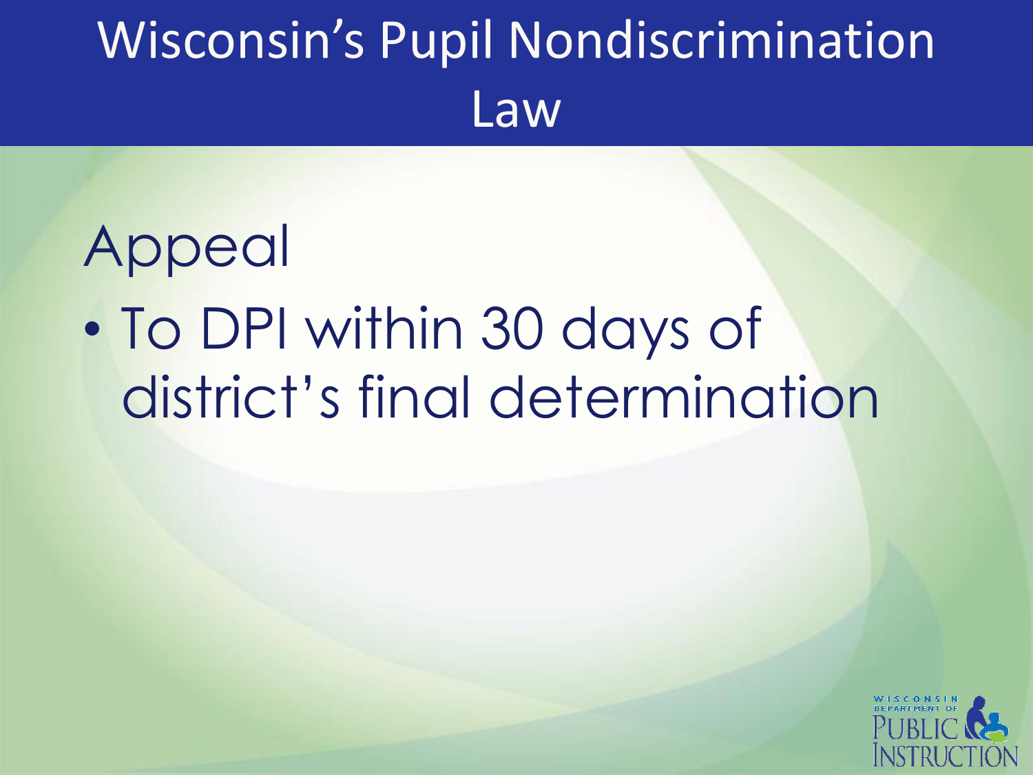# Wisconsin's Pupil Nondiscrimination Law

## Appeal

- To DPI within 30 days of district's final determination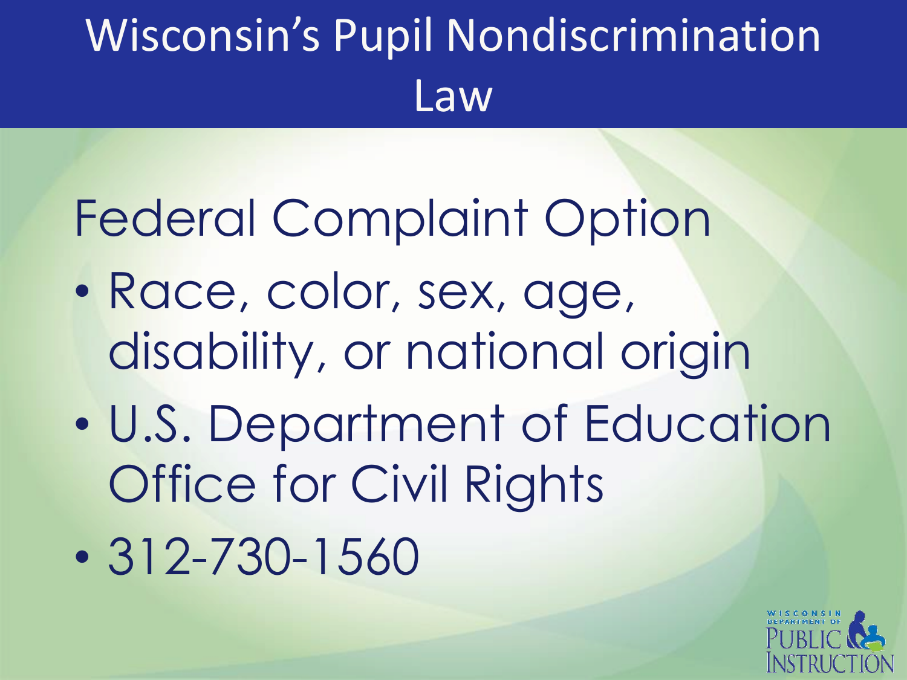# Wisconsin's Pupil Nondiscrimination Law

## Federal Complaint Option

- Race, color, sex, age, disability, or national origin
- U.S. Department of Education Office for Civil Rights
- 312-730-1560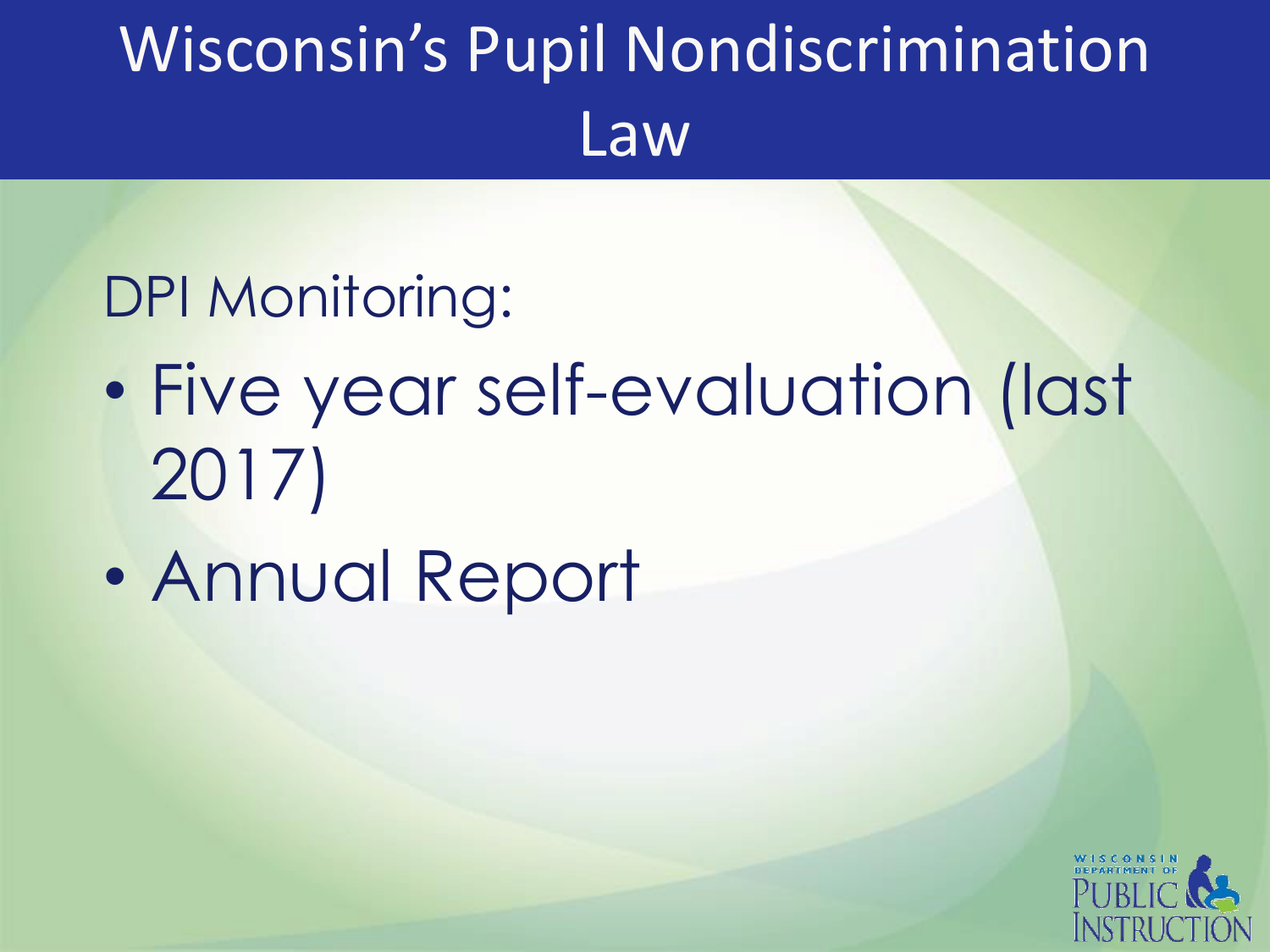# Wisconsin's Pupil Nondiscrimination Law

DPI Monitoring:

- Five year self-evaluation (last 2017)
- Annual Report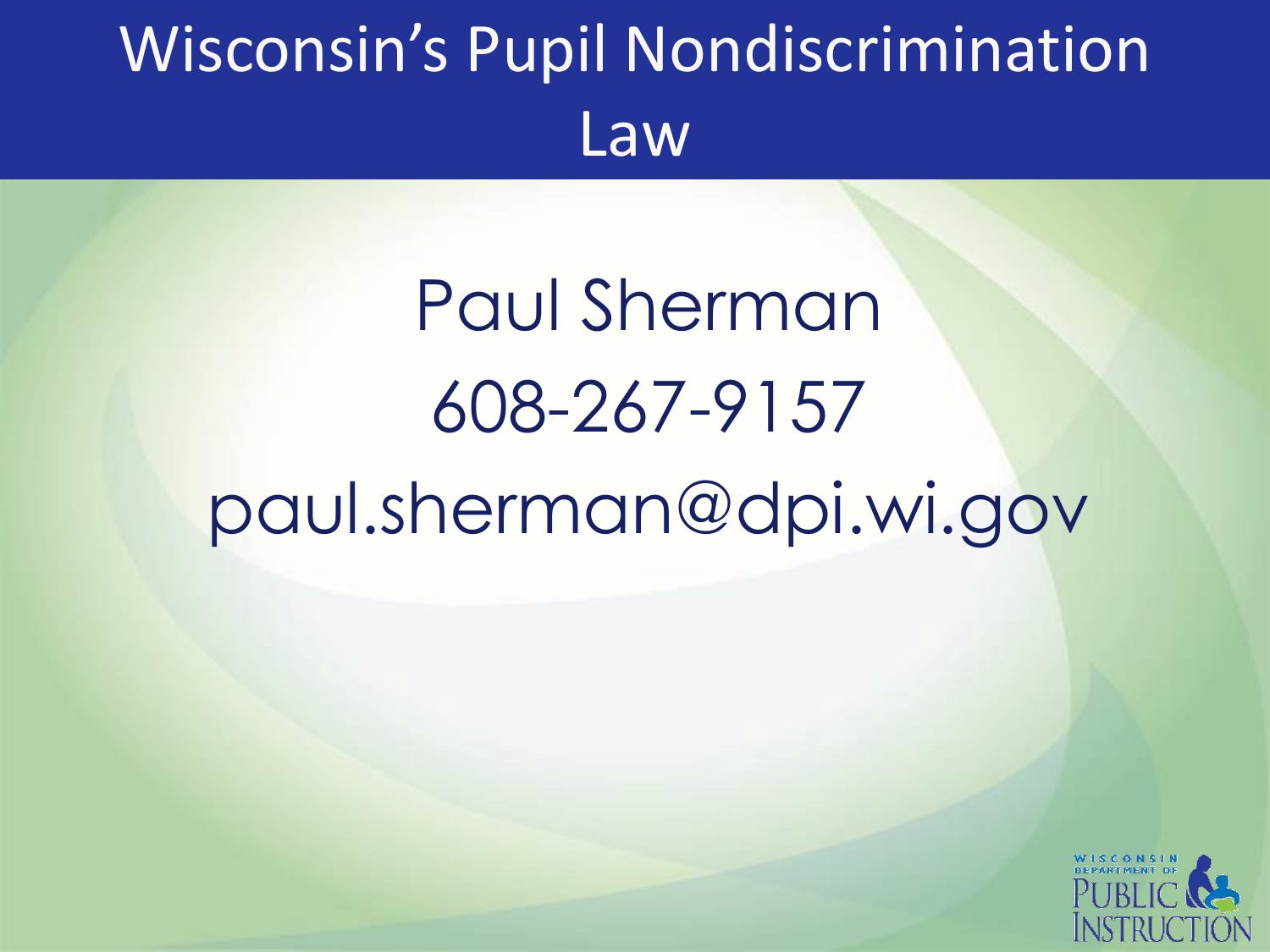# Wisconsin's Pupil Nondiscrimination Law

Paul Sherman

608-267-9157

paul.sherman@dpi.wi.gov

WISCONSIN DEPARTMENT OF PUBLIC INSTRUCTION